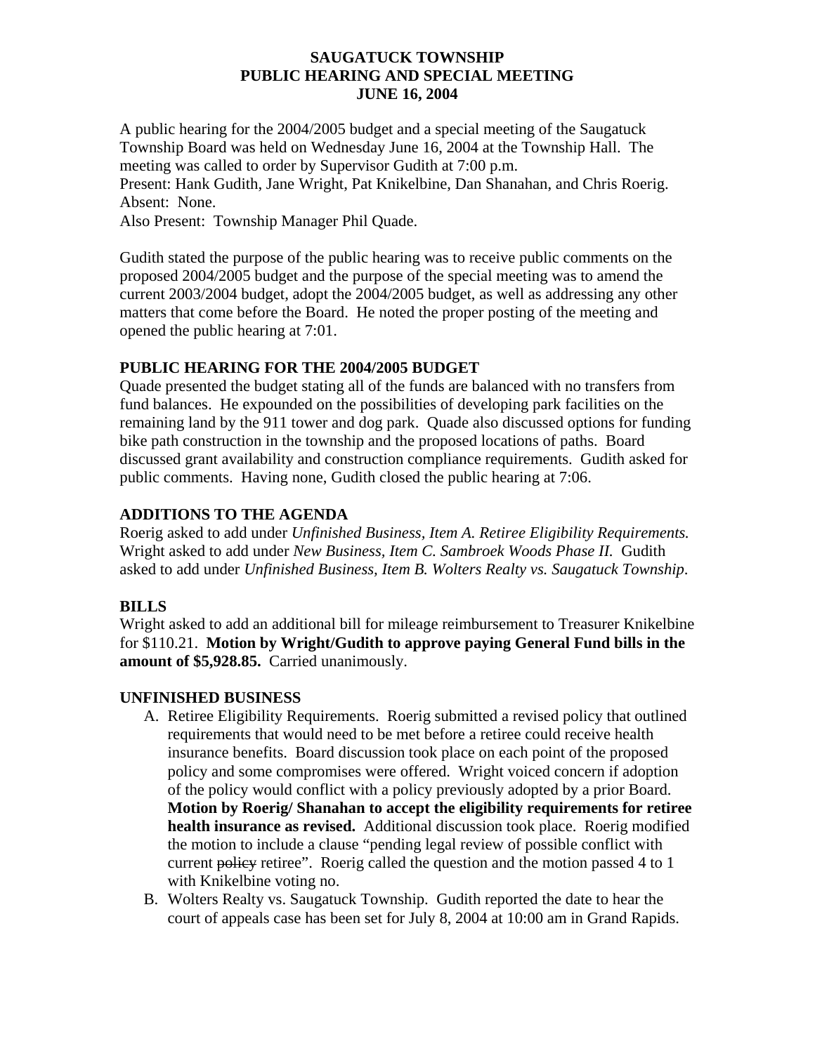# SAUGATUCK TOWNSHIP
# PUBLIC HEARING AND SPECIAL MEETING
# JUNE 16, 2004

A public hearing for the 2004/2005 budget and a special meeting of the Saugatuck Township Board was held on Wednesday June 16, 2004 at the Township Hall. The meeting was called to order by Supervisor Gudith at 7:00 p.m.
Present: Hank Gudith, Jane Wright, Pat Knikelbine, Dan Shanahan, and Chris Roerig.
Absent: None.
Also Present: Township Manager Phil Quade.

Gudith stated the purpose of the public hearing was to receive public comments on the proposed 2004/2005 budget and the purpose of the special meeting was to amend the current 2003/2004 budget, adopt the 2004/2005 budget, as well as addressing any other matters that come before the Board. He noted the proper posting of the meeting and opened the public hearing at 7:01.

## PUBLIC HEARING FOR THE 2004/2005 BUDGET

Quade presented the budget stating all of the funds are balanced with no transfers from fund balances. He expounded on the possibilities of developing park facilities on the remaining land by the 911 tower and dog park. Quade also discussed options for funding bike path construction in the township and the proposed locations of paths. Board discussed grant availability and construction compliance requirements. Gudith asked for public comments. Having none, Gudith closed the public hearing at 7:06.

## ADDITIONS TO THE AGENDA

Roerig asked to add under *Unfinished Business, Item A. Retiree Eligibility Requirements.* Wright asked to add under *New Business, Item C. Sambroek Woods Phase II.* Gudith asked to add under *Unfinished Business, Item B. Wolters Realty vs. Saugatuck Township*.

## BILLS

Wright asked to add an additional bill for mileage reimbursement to Treasurer Knikelbine for $110.21. **Motion by Wright/Gudith to approve paying General Fund bills in the amount of $5,928.85.** Carried unanimously.

## UNFINISHED BUSINESS

A. Retiree Eligibility Requirements. Roerig submitted a revised policy that outlined requirements that would need to be met before a retiree could receive health insurance benefits. Board discussion took place on each point of the proposed policy and some compromises were offered. Wright voiced concern if adoption of the policy would conflict with a policy previously adopted by a prior Board. **Motion by Roerig/ Shanahan to accept the eligibility requirements for retiree health insurance as revised.** Additional discussion took place. Roerig modified the motion to include a clause "pending legal review of possible conflict with current ~~policy~~ retiree". Roerig called the question and the motion passed 4 to 1 with Knikelbine voting no.
B. Wolters Realty vs. Saugatuck Township. Gudith reported the date to hear the court of appeals case has been set for July 8, 2004 at 10:00 am in Grand Rapids.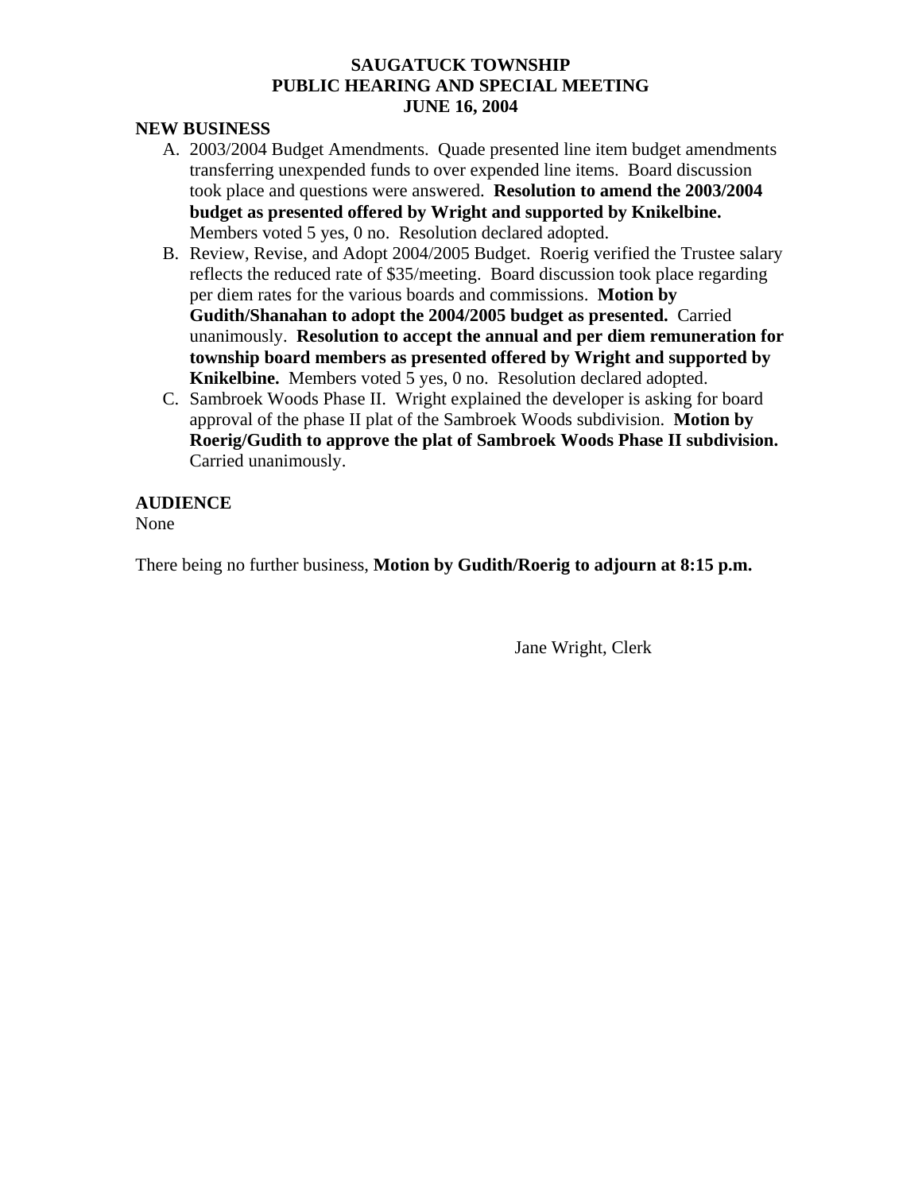**SAUGATUCK TOWNSHIP**
**PUBLIC HEARING AND SPECIAL MEETING**
**JUNE 16, 2004**

**NEW BUSINESS**

A. 2003/2004 Budget Amendments. Quade presented line item budget amendments transferring unexpended funds to over expended line items. Board discussion took place and questions were answered. **Resolution to amend the 2003/2004 budget as presented offered by Wright and supported by Knikelbine.** Members voted 5 yes, 0 no. Resolution declared adopted.
B. Review, Revise, and Adopt 2004/2005 Budget. Roerig verified the Trustee salary reflects the reduced rate of $35/meeting. Board discussion took place regarding per diem rates for the various boards and commissions. **Motion by Gudith/Shanahan to adopt the 2004/2005 budget as presented.** Carried unanimously. **Resolution to accept the annual and per diem remuneration for township board members as presented offered by Wright and supported by Knikelbine.** Members voted 5 yes, 0 no. Resolution declared adopted.
C. Sambroek Woods Phase II. Wright explained the developer is asking for board approval of the phase II plat of the Sambroek Woods subdivision. **Motion by Roerig/Gudith to approve the plat of Sambroek Woods Phase II subdivision.** Carried unanimously.

**AUDIENCE**
None

There being no further business, **Motion by Gudith/Roerig to adjourn at 8:15 p.m.**

Jane Wright, Clerk